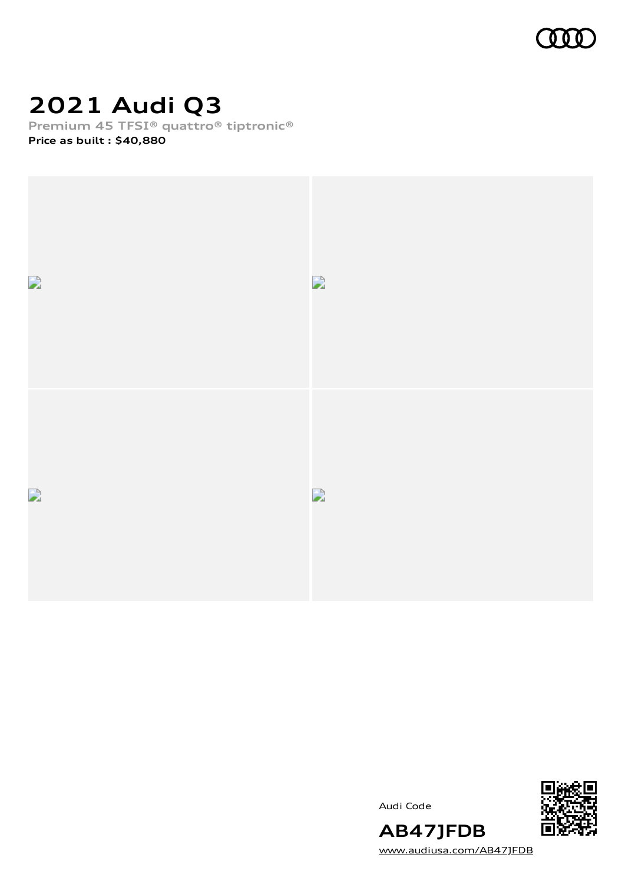# 2021 Audi Q3

**Premium 45 TFSI® quattro® tiptronic®**

**Price as built : $40,880**

Audi Code

**AB47JFDB**

www.audiusa.com/AB47JFDB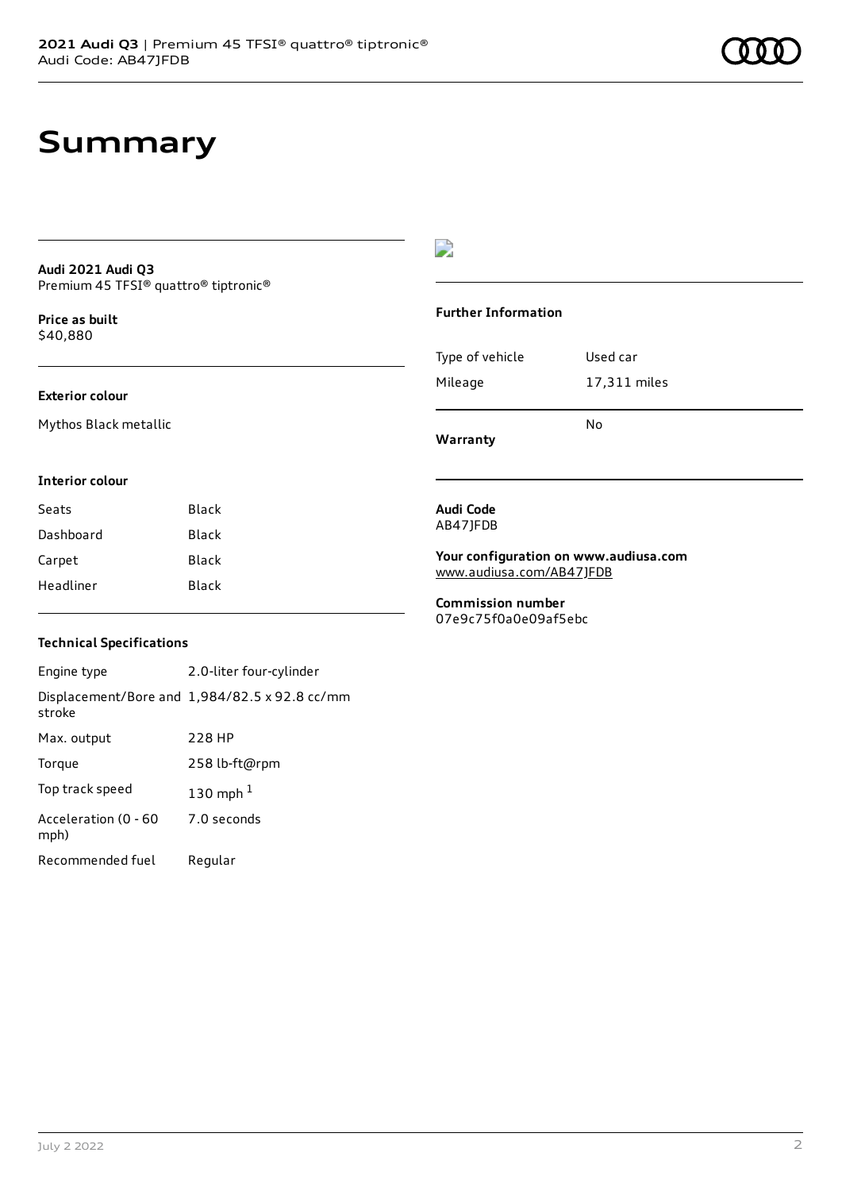# Summary

**Audi 2021 Audi Q3**
Premium 45 TFSI® quattro® tiptronic®

**Price as built**
$40,880

### Exterior colour

Mythos Black metallic

### Interior colour

| Seats | Black |
| --- | --- |
| Dashboard | Black |
| Carpet | Black |
| Headliner | Black |

### Technical Specifications

| Engine type | 2.0-liter four-cylinder |
| --- | --- |
| Displacement/Bore and stroke | 1,984/82.5 x 92.8 cc/mm |
| Max. output | 228 HP |
| Torque | 258 lb-ft@rpm |
| Top track speed | 130 mph [1] |
| Acceleration (0 - 60 mph) | 7.0 seconds |
| Recommended fuel | Regular |

### Further Information

| Type of vehicle | Used car |
| --- | --- |
| Mileage | 17,311 miles |
| **Warranty** | No |

**Audi Code**
AB47JFDB

**Your configuration on www.audiusa.com**
www.audiusa.com/AB47JFDB

**Commission number**
07e9c75f0a0e09af5ebc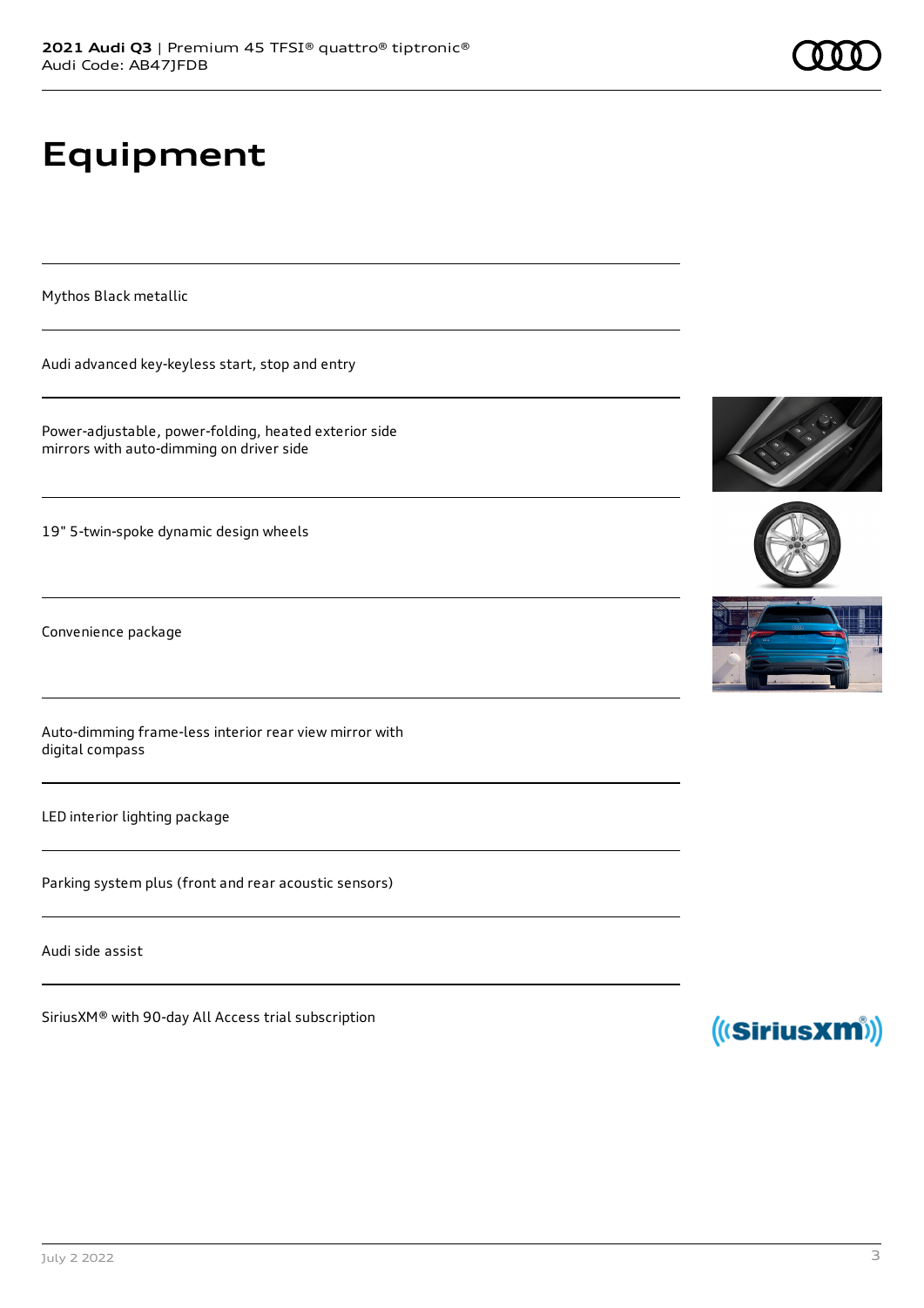# Equipment

Mythos Black metallic

Audi advanced key-keyless start, stop and entry

Power-adjustable, power-folding, heated exterior side mirrors with auto-dimming on driver side

19" 5-twin-spoke dynamic design wheels

Convenience package

Auto-dimming frame-less interior rear view mirror with digital compass

LED interior lighting package

Parking system plus (front and rear acoustic sensors)

Audi side assist

SiriusXM® with 90-day All Access trial subscription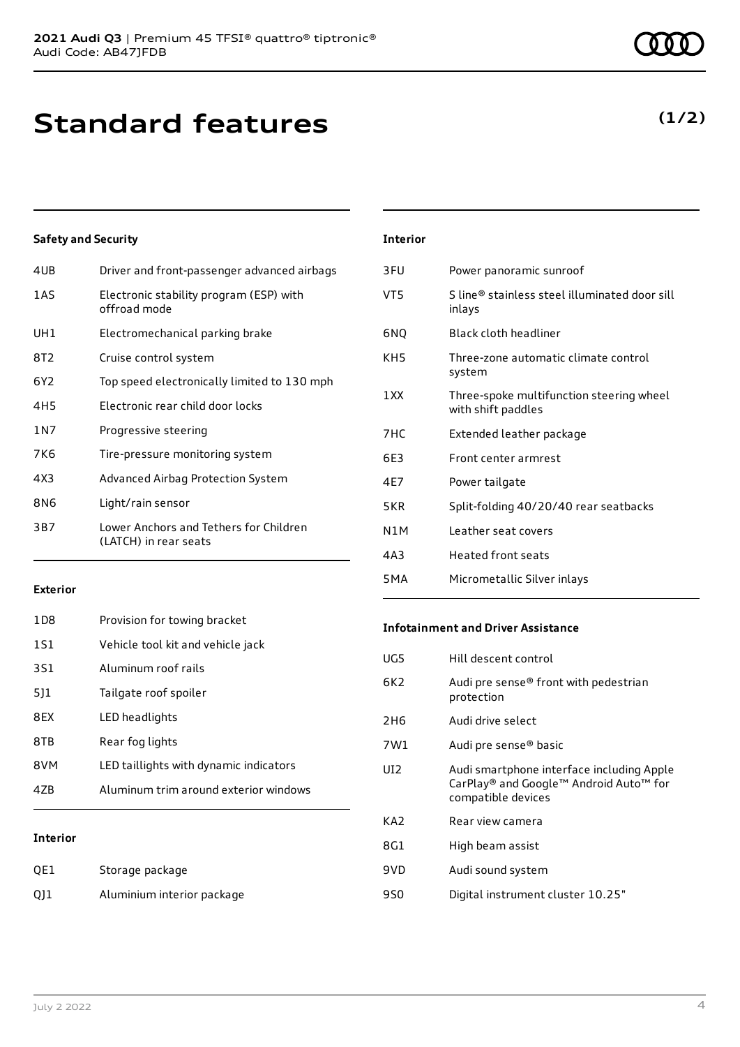# Standard features

**(1/2)**

### Safety and Security

| | |
|---|---|
| 4UB | Driver and front-passenger advanced airbags |
| 1AS | Electronic stability program (ESP) with offroad mode |
| UH1 | Electromechanical parking brake |
| 8T2 | Cruise control system |
| 6Y2 | Top speed electronically limited to 130 mph |
| 4H5 | Electronic rear child door locks |
| 1N7 | Progressive steering |
| 7K6 | Tire-pressure monitoring system |
| 4X3 | Advanced Airbag Protection System |
| 8N6 | Light/rain sensor |
| 3B7 | Lower Anchors and Tethers for Children (LATCH) in rear seats |

### Exterior

| | |
|---|---|
| 1D8 | Provision for towing bracket |
| 1S1 | Vehicle tool kit and vehicle jack |
| 3S1 | Aluminum roof rails |
| 5J1 | Tailgate roof spoiler |
| 8EX | LED headlights |
| 8TB | Rear fog lights |
| 8VM | LED taillights with dynamic indicators |
| 4ZB | Aluminum trim around exterior windows |

### Interior

| | |
|---|---|
| QE1 | Storage package |
| QJ1 | Aluminium interior package |
| 3FU | Power panoramic sunroof |
| VT5 | S line® stainless steel illuminated door sill inlays |
| 6NQ | Black cloth headliner |
| KH5 | Three-zone automatic climate control system |
| 1XX | Three-spoke multifunction steering wheel with shift paddles |
| 7HC | Extended leather package |
| 6E3 | Front center armrest |
| 4E7 | Power tailgate |
| 5KR | Split-folding 40/20/40 rear seatbacks |
| N1M | Leather seat covers |
| 4A3 | Heated front seats |
| 5MA | Micrometallic Silver inlays |

### Infotainment and Driver Assistance

| | |
|---|---|
| UG5 | Hill descent control |
| 6K2 | Audi pre sense® front with pedestrian protection |
| 2H6 | Audi drive select |
| 7W1 | Audi pre sense® basic |
| UI2 | Audi smartphone interface including Apple CarPlay® and Google™ Android Auto™ for compatible devices |
| KA2 | Rear view camera |
| 8G1 | High beam assist |
| 9VD | Audi sound system |
| 9S0 | Digital instrument cluster 10.25" |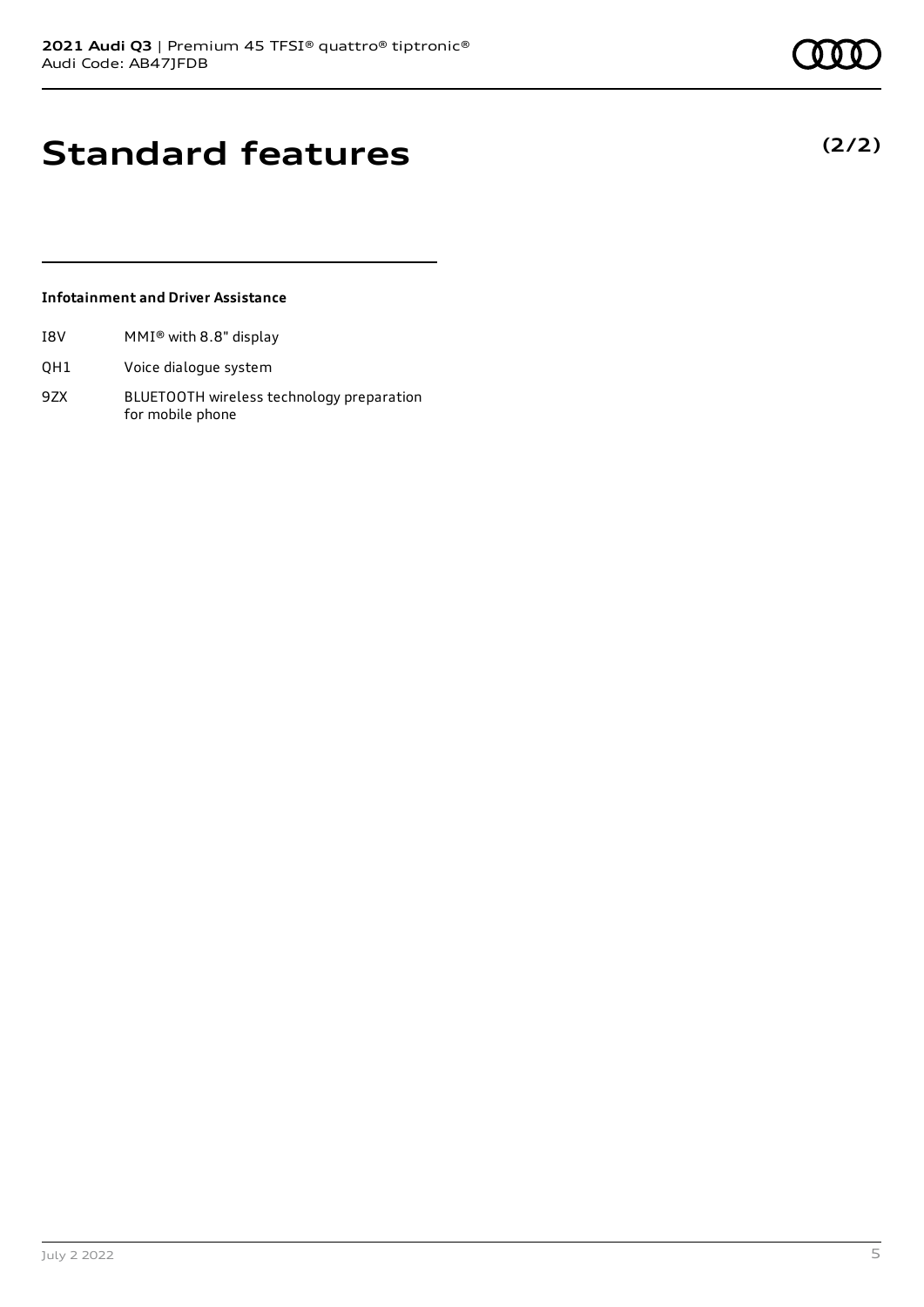# Standard features

**(2/2)**

### Infotainment and Driver Assistance

| | |
|---|---|
| I8V | MMI® with 8.8" display |
| QH1 | Voice dialogue system |
| 9ZX | BLUETOOTH wireless technology preparation for mobile phone |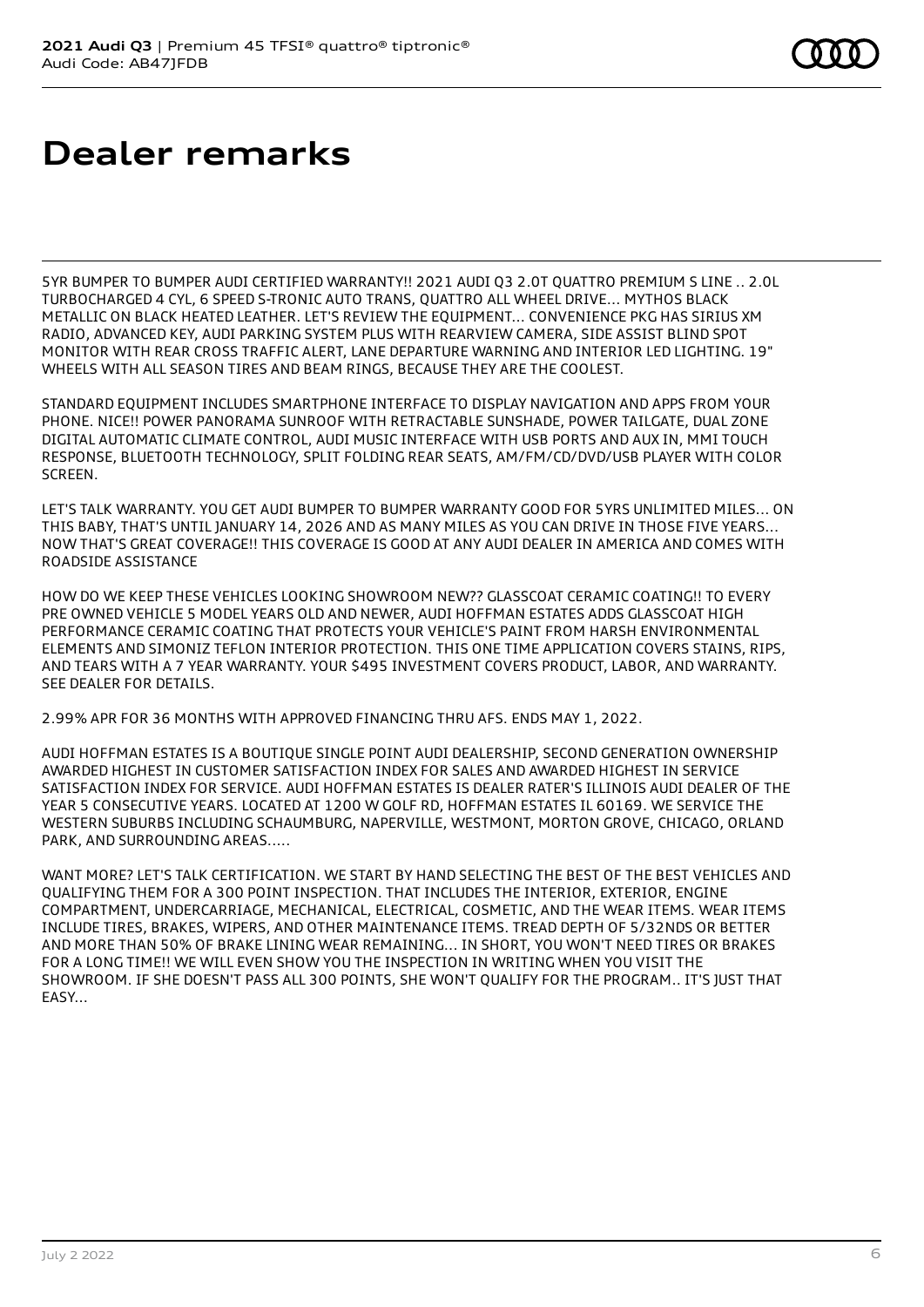# Dealer remarks

5YR BUMPER TO BUMPER AUDI CERTIFIED WARRANTY!! 2021 AUDI Q3 2.0T QUATTRO PREMIUM S LINE .. 2.0L TURBOCHARGED 4 CYL, 6 SPEED S-TRONIC AUTO TRANS, QUATTRO ALL WHEEL DRIVE... MYTHOS BLACK METALLIC ON BLACK HEATED LEATHER. LET'S REVIEW THE EQUIPMENT... CONVENIENCE PKG HAS SIRIUS XM RADIO, ADVANCED KEY, AUDI PARKING SYSTEM PLUS WITH REARVIEW CAMERA, SIDE ASSIST BLIND SPOT MONITOR WITH REAR CROSS TRAFFIC ALERT, LANE DEPARTURE WARNING AND INTERIOR LED LIGHTING. 19" WHEELS WITH ALL SEASON TIRES AND BEAM RINGS, BECAUSE THEY ARE THE COOLEST.

STANDARD EQUIPMENT INCLUDES SMARTPHONE INTERFACE TO DISPLAY NAVIGATION AND APPS FROM YOUR PHONE. NICE!! POWER PANORAMA SUNROOF WITH RETRACTABLE SUNSHADE, POWER TAILGATE, DUAL ZONE DIGITAL AUTOMATIC CLIMATE CONTROL, AUDI MUSIC INTERFACE WITH USB PORTS AND AUX IN, MMI TOUCH RESPONSE, BLUETOOTH TECHNOLOGY, SPLIT FOLDING REAR SEATS, AM/FM/CD/DVD/USB PLAYER WITH COLOR SCREEN.

LET'S TALK WARRANTY. YOU GET AUDI BUMPER TO BUMPER WARRANTY GOOD FOR 5YRS UNLIMITED MILES... ON THIS BABY, THAT'S UNTIL JANUARY 14, 2026 AND AS MANY MILES AS YOU CAN DRIVE IN THOSE FIVE YEARS... NOW THAT'S GREAT COVERAGE!! THIS COVERAGE IS GOOD AT ANY AUDI DEALER IN AMERICA AND COMES WITH ROADSIDE ASSISTANCE

HOW DO WE KEEP THESE VEHICLES LOOKING SHOWROOM NEW?? GLASSCOAT CERAMIC COATING!! TO EVERY PRE OWNED VEHICLE 5 MODEL YEARS OLD AND NEWER, AUDI HOFFMAN ESTATES ADDS GLASSCOAT HIGH PERFORMANCE CERAMIC COATING THAT PROTECTS YOUR VEHICLE'S PAINT FROM HARSH ENVIRONMENTAL ELEMENTS AND SIMONIZ TEFLON INTERIOR PROTECTION. THIS ONE TIME APPLICATION COVERS STAINS, RIPS, AND TEARS WITH A 7 YEAR WARRANTY. YOUR $495 INVESTMENT COVERS PRODUCT, LABOR, AND WARRANTY. SEE DEALER FOR DETAILS.

2.99% APR FOR 36 MONTHS WITH APPROVED FINANCING THRU AFS. ENDS MAY 1, 2022.

AUDI HOFFMAN ESTATES IS A BOUTIQUE SINGLE POINT AUDI DEALERSHIP, SECOND GENERATION OWNERSHIP AWARDED HIGHEST IN CUSTOMER SATISFACTION INDEX FOR SALES AND AWARDED HIGHEST IN SERVICE SATISFACTION INDEX FOR SERVICE. AUDI HOFFMAN ESTATES IS DEALER RATER'S ILLINOIS AUDI DEALER OF THE YEAR 5 CONSECUTIVE YEARS. LOCATED AT 1200 W GOLF RD, HOFFMAN ESTATES IL 60169. WE SERVICE THE WESTERN SUBURBS INCLUDING SCHAUMBURG, NAPERVILLE, WESTMONT, MORTON GROVE, CHICAGO, ORLAND PARK, AND SURROUNDING AREAS.....

WANT MORE? LET'S TALK CERTIFICATION. WE START BY HAND SELECTING THE BEST OF THE BEST VEHICLES AND QUALIFYING THEM FOR A 300 POINT INSPECTION. THAT INCLUDES THE INTERIOR, EXTERIOR, ENGINE COMPARTMENT, UNDERCARRIAGE, MECHANICAL, ELECTRICAL, COSMETIC, AND THE WEAR ITEMS. WEAR ITEMS INCLUDE TIRES, BRAKES, WIPERS, AND OTHER MAINTENANCE ITEMS. TREAD DEPTH OF 5/32NDS OR BETTER AND MORE THAN 50% OF BRAKE LINING WEAR REMAINING... IN SHORT, YOU WON'T NEED TIRES OR BRAKES FOR A LONG TIME!! WE WILL EVEN SHOW YOU THE INSPECTION IN WRITING WHEN YOU VISIT THE SHOWROOM. IF SHE DOESN'T PASS ALL 300 POINTS, SHE WON'T QUALIFY FOR THE PROGRAM.. IT'S JUST THAT EASY...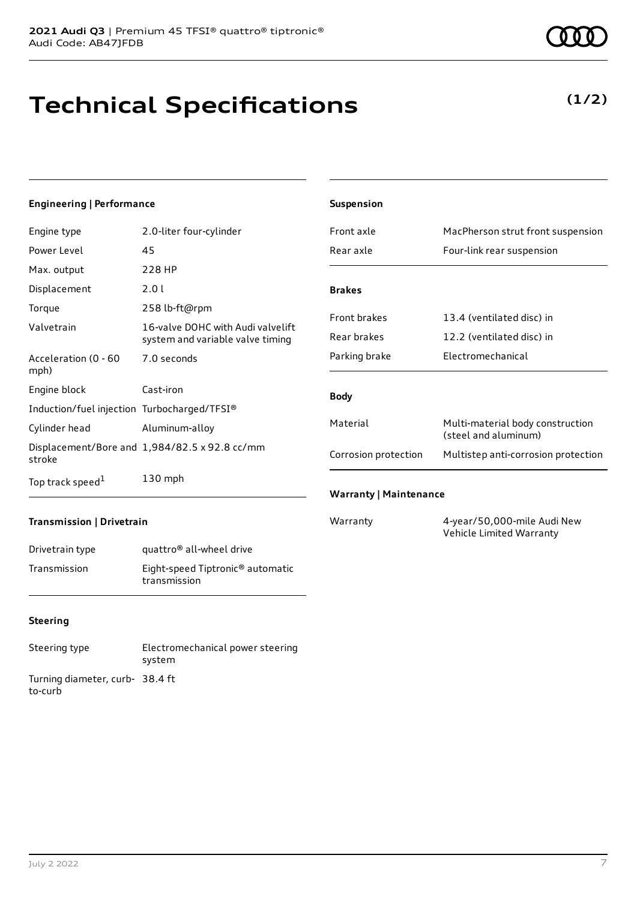**2021 Audi Q3** | Premium 45 TFSI® quattro® tiptronic®
Audi Code: AB47JFDB

# Technical Specifications

**(1/2)**

### Engineering | Performance

| | |
|---|---|
| Engine type | 2.0-liter four-cylinder |
| Power Level | 45 |
| Max. output | 228 HP |
| Displacement | 2.0 l |
| Torque | 258 lb-ft@rpm |
| Valvetrain | 16-valve DOHC with Audi valvelift system and variable valve timing |
| Acceleration (0 - 60 mph) | 7.0 seconds |
| Engine block | Cast-iron |
| Induction/fuel injection | Turbocharged/TFSI® |
| Cylinder head | Aluminum-alloy |
| Displacement/Bore and stroke | 1,984/82.5 x 92.8 cc/mm |
| Top track speed[1] | 130 mph |

### Transmission | Drivetrain

| | |
|---|---|
| Drivetrain type | quattro® all-wheel drive |
| Transmission | Eight-speed Tiptronic® automatic transmission |

### Steering

| | |
|---|---|
| Steering type | Electromechanical power steering system |
| Turning diameter, curb-to-curb | 38.4 ft |

### Suspension

| | |
|---|---|
| Front axle | MacPherson strut front suspension |
| Rear axle | Four-link rear suspension |

### Brakes

| | |
|---|---|
| Front brakes | 13.4 (ventilated disc) in |
| Rear brakes | 12.2 (ventilated disc) in |
| Parking brake | Electromechanical |

### Body

| | |
|---|---|
| Material | Multi-material body construction (steel and aluminum) |
| Corrosion protection | Multistep anti-corrosion protection |

### Warranty | Maintenance

| | |
|---|---|
| Warranty | 4-year/50,000-mile Audi New Vehicle Limited Warranty |

July 2 2022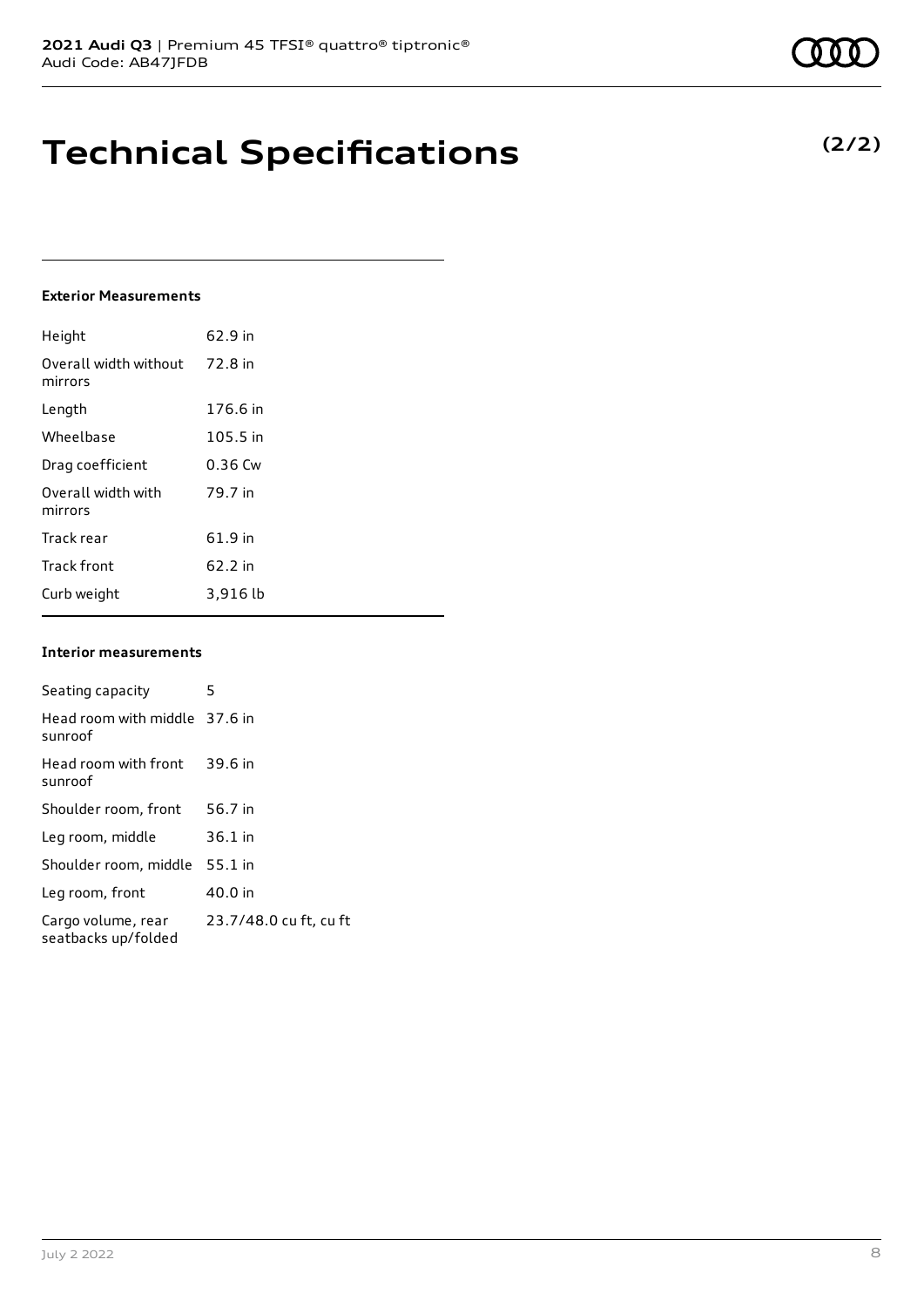# Technical Specifications

**(2/2)**

#### Exterior Measurements

| | |
|---|---|
| Height | 62.9 in |
| Overall width without mirrors | 72.8 in |
| Length | 176.6 in |
| Wheelbase | 105.5 in |
| Drag coefficient | 0.36 Cw |
| Overall width with mirrors | 79.7 in |
| Track rear | 61.9 in |
| Track front | 62.2 in |
| Curb weight | 3,916 lb |

#### Interior measurements

| | |
|---|---|
| Seating capacity | 5 |
| Head room with middle sunroof | 37.6 in |
| Head room with front sunroof | 39.6 in |
| Shoulder room, front | 56.7 in |
| Leg room, middle | 36.1 in |
| Shoulder room, middle | 55.1 in |
| Leg room, front | 40.0 in |
| Cargo volume, rear seatbacks up/folded | 23.7/48.0 cu ft, cu ft |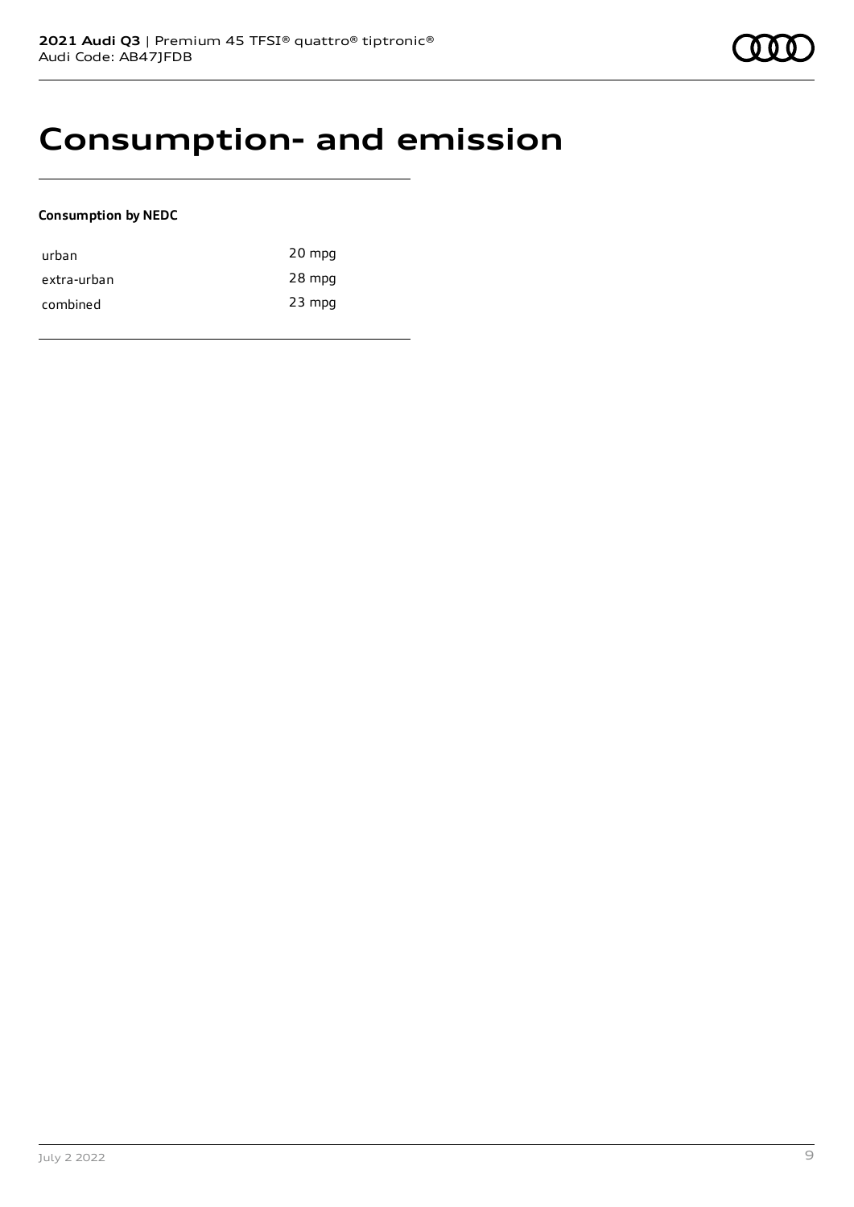# Consumption- and emission

**Consumption by NEDC**

| | |
|---|---|
| urban | 20 mpg |
| extra-urban | 28 mpg |
| combined | 23 mpg |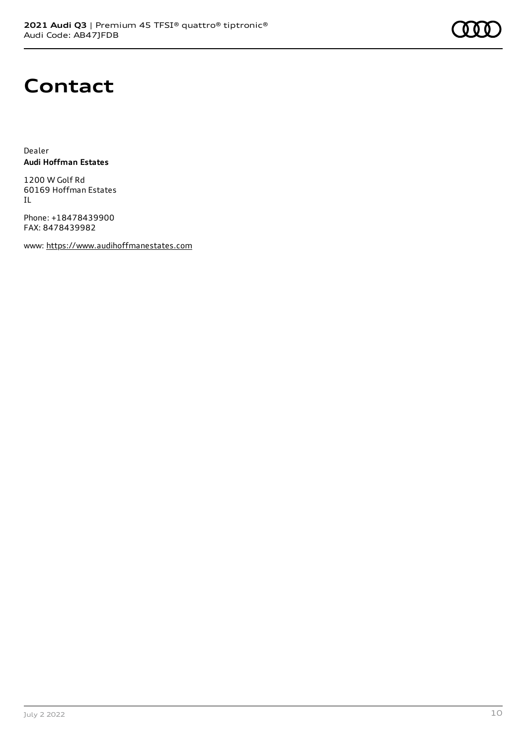# Contact

Dealer
**Audi Hoffman Estates**

1200 W Golf Rd
60169 Hoffman Estates
IL

Phone: +18478439900
FAX: 8478439982

www: https://www.audihoffmanestates.com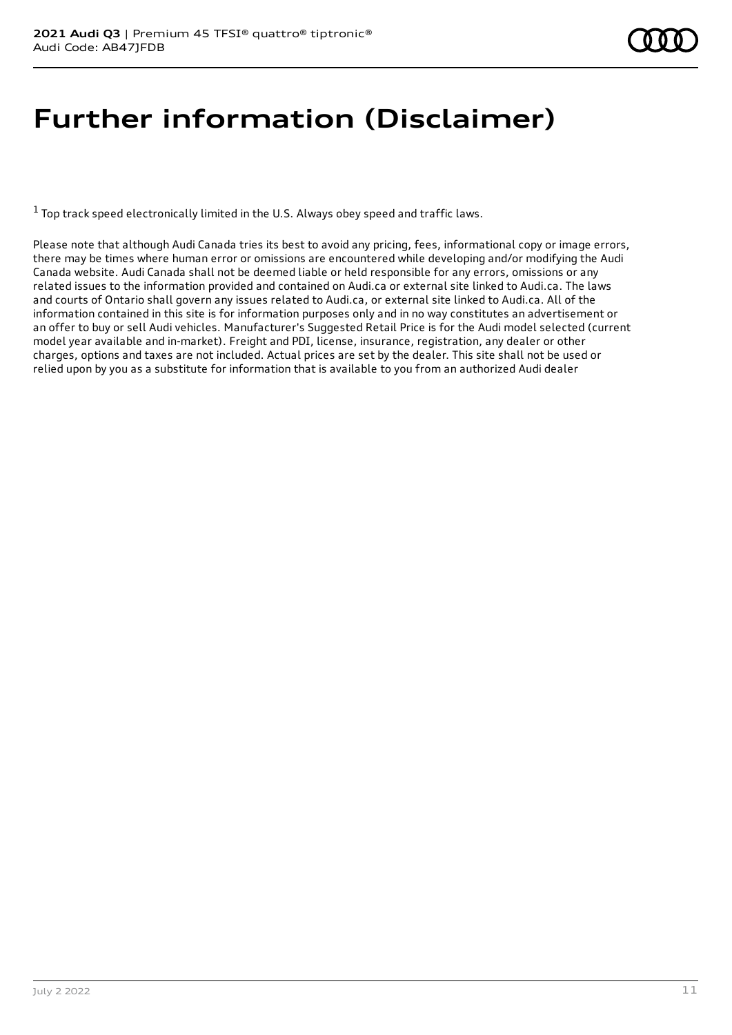# Further information (Disclaimer)

[1] Top track speed electronically limited in the U.S. Always obey speed and traffic laws.

Please note that although Audi Canada tries its best to avoid any pricing, fees, informational copy or image errors, there may be times where human error or omissions are encountered while developing and/or modifying the Audi Canada website. Audi Canada shall not be deemed liable or held responsible for any errors, omissions or any related issues to the information provided and contained on Audi.ca or external site linked to Audi.ca. The laws and courts of Ontario shall govern any issues related to Audi.ca, or external site linked to Audi.ca. All of the information contained in this site is for information purposes only and in no way constitutes an advertisement or an offer to buy or sell Audi vehicles. Manufacturer's Suggested Retail Price is for the Audi model selected (current model year available and in-market). Freight and PDI, license, insurance, registration, any dealer or other charges, options and taxes are not included. Actual prices are set by the dealer. This site shall not be used or relied upon by you as a substitute for information that is available to you from an authorized Audi dealer